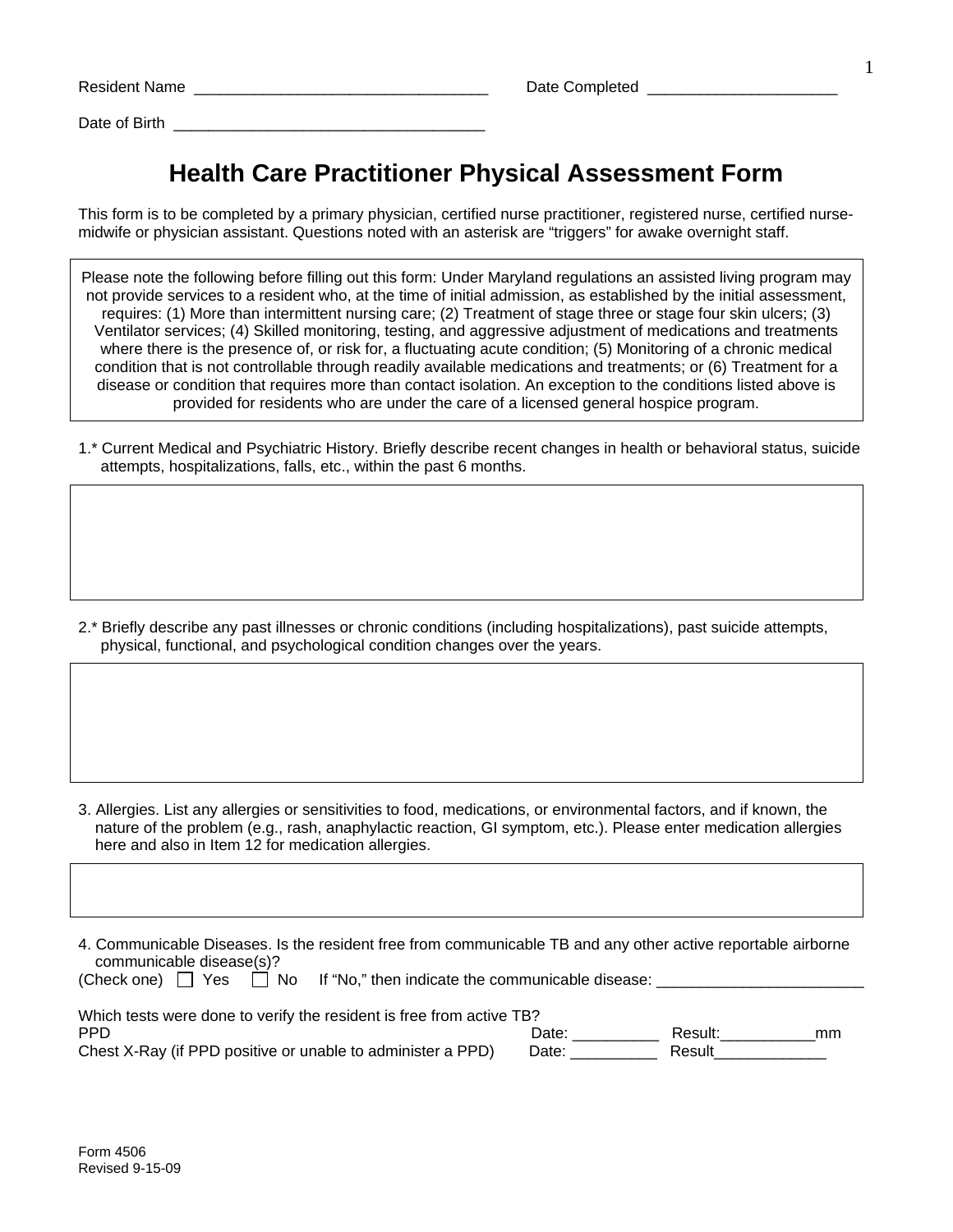Resident Name ___________________________________ Date Completed ______________________

Date of Birth _____________________________________

# Health Care Practitioner Physical Assessment Form

This form is to be completed by a primary physician, certified nurse practitioner, registered nurse, certified nurse-midwife or physician assistant. Questions noted with an asterisk are "triggers" for awake overnight staff.

> Please note the following before filling out this form: Under Maryland regulations an assisted living program may not provide services to a resident who, at the time of initial admission, as established by the initial assessment, requires: (1) More than intermittent nursing care; (2) Treatment of stage three or stage four skin ulcers; (3) Ventilator services; (4) Skilled monitoring, testing, and aggressive adjustment of medications and treatments where there is the presence of, or risk for, a fluctuating acute condition; (5) Monitoring of a chronic medical condition that is not controllable through readily available medications and treatments; or (6) Treatment for a disease or condition that requires more than contact isolation. An exception to the conditions listed above is provided for residents who are under the care of a licensed general hospice program.

1.* Current Medical and Psychiatric History. Briefly describe recent changes in health or behavioral status, suicide attempts, hospitalizations, falls, etc., within the past 6 months.

2.* Briefly describe any past illnesses or chronic conditions (including hospitalizations), past suicide attempts, physical, functional, and psychological condition changes over the years.

3. Allergies. List any allergies or sensitivities to food, medications, or environmental factors, and if known, the nature of the problem (e.g., rash, anaphylactic reaction, GI symptom, etc.). Please enter medication allergies here and also in Item 12 for medication allergies.

4. Communicable Diseases. Is the resident free from communicable TB and any other active reportable airborne communicable disease(s)?
(Check one) ☐ Yes ☐ No If "No," then indicate the communicable disease: ________________________

Which tests were done to verify the resident is free from active TB?

PPD Date: __________ Result:___________mm

Chest X-Ray (if PPD positive or unable to administer a PPD) Date: __________ Result_____________

Form 4506
Revised 9-15-09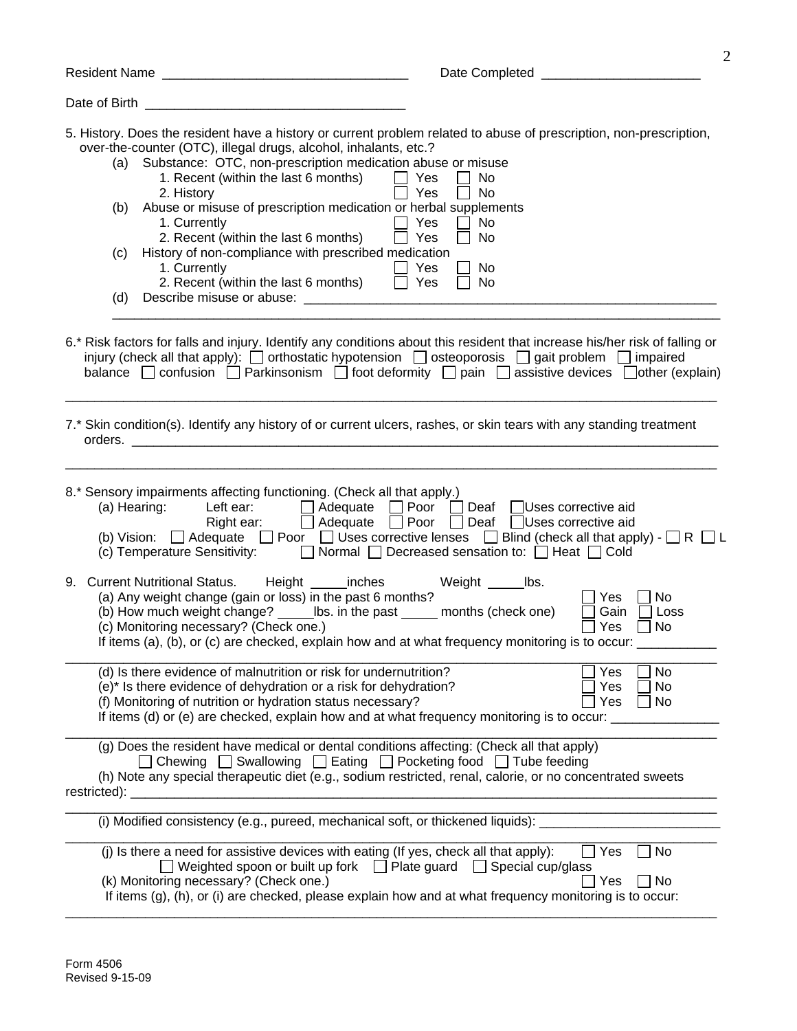Resident Name ________________________________ Date Completed ____________________

Date of Birth __________________________________

5. History. Does the resident have a history or current problem related to abuse of prescription, non-prescription, over-the-counter (OTC), illegal drugs, alcohol, inhalants, etc.?
   - (a) Substance: OTC, non-prescription medication abuse or misuse
     1. Recent (within the last 6 months) ☐ Yes ☐ No
     2. History ☐ Yes ☐ No
   - (b) Abuse or misuse of prescription medication or herbal supplements
     1. Currently ☐ Yes ☐ No
     2. Recent (within the last 6 months) ☐ Yes ☐ No
   - (c) History of non-compliance with prescribed medication
     1. Currently ☐ Yes ☐ No
     2. Recent (within the last 6 months) ☐ Yes ☐ No
   - (d) Describe misuse or abuse: ____________________________________________________

   ______________________________________________________________________________

6.* Risk factors for falls and injury. Identify any conditions about this resident that increase his/her risk of falling or injury (check all that apply): ☐ orthostatic hypotension ☐ osteoporosis ☐ gait problem ☐ impaired balance ☐ confusion ☐ Parkinsonism ☐ foot deformity ☐ pain ☐ assistive devices ☐ other (explain)

______________________________________________________________________________

7.* Skin condition(s). Identify any history of or current ulcers, rashes, or skin tears with any standing treatment orders. ______________________________________________________________________

______________________________________________________________________________

8.* Sensory impairments affecting functioning. (Check all that apply.)
   - (a) Hearing: Left ear: ☐ Adequate ☐ Poor ☐ Deaf ☐ Uses corrective aid
     Right ear: ☐ Adequate ☐ Poor ☐ Deaf ☐ Uses corrective aid
   - (b) Vision: ☐ Adequate ☐ Poor ☐ Uses corrective lenses ☐ Blind (check all that apply) - ☐ R ☐ L
   - (c) Temperature Sensitivity: ☐ Normal ☐ Decreased sensation to: ☐ Heat ☐ Cold

9. Current Nutritional Status. Height _____ inches Weight _____ lbs.
   - (a) Any weight change (gain or loss) in the past 6 months? ☐ Yes ☐ No
   - (b) How much weight change? _____ lbs. in the past _____ months (check one) ☐ Gain ☐ Loss
   - (c) Monitoring necessary? (Check one.) ☐ Yes ☐ No

   If items (a), (b), or (c) are checked, explain how and at what frequency monitoring is to occur: ___________

   ______________________________________________________________________________
   - (d) Is there evidence of malnutrition or risk for undernutrition? ☐ Yes ☐ No
   - (e)* Is there evidence of dehydration or a risk for dehydration? ☐ Yes ☐ No
   - (f) Monitoring of nutrition or hydration status necessary? ☐ Yes ☐ No

   If items (d) or (e) are checked, explain how and at what frequency monitoring is to occur: _______________

   ______________________________________________________________________________
   - (g) Does the resident have medical or dental conditions affecting: (Check all that apply)
     ☐ Chewing ☐ Swallowing ☐ Eating ☐ Pocketing food ☐ Tube feeding
   - (h) Note any special therapeutic diet (e.g., sodium restricted, renal, calorie, or no concentrated sweets restricted): ______________________________________________________________________

   ______________________________________________________________________________
   - (i) Modified consistency (e.g., pureed, mechanical soft, or thickened liquids): ________________________

   ______________________________________________________________________________
   - (j) Is there a need for assistive devices with eating (If yes, check all that apply): ☐ Yes ☐ No
     ☐ Weighted spoon or built up fork ☐ Plate guard ☐ Special cup/glass
   - (k) Monitoring necessary? (Check one.) ☐ Yes ☐ No

   If items (g), (h), or (i) are checked, please explain how and at what frequency monitoring is to occur:

   ______________________________________________________________________________

Form 4506
Revised 9-15-09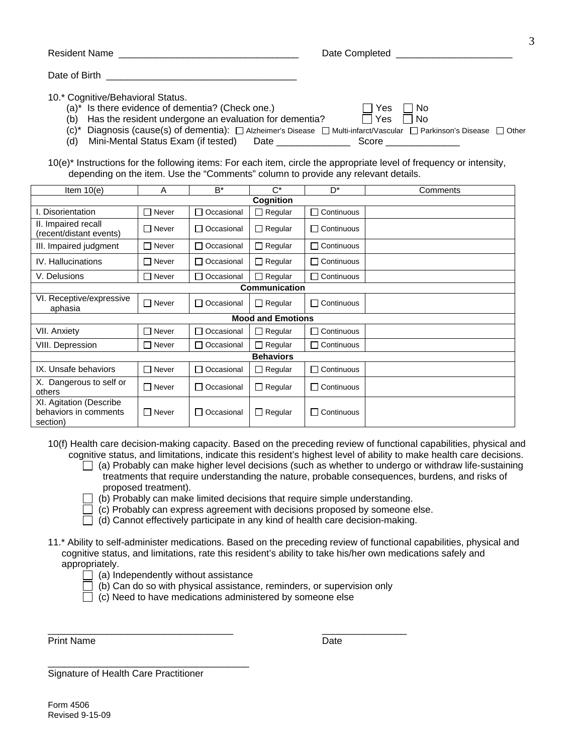Resident Name ________________________________ Date Completed ____________________

Date of Birth ___________________________________

10.* Cognitive/Behavioral Status.

(a)* Is there evidence of dementia? (Check one.) ☐ Yes ☐ No

(b) Has the resident undergone an evaluation for dementia? ☐ Yes ☐ No

(c)* Diagnosis (cause(s) of dementia): ☐ Alzheimer's Disease ☐ Multi-infarct/Vascular ☐ Parkinson's Disease ☐ Other

(d) Mini-Mental Status Exam (if tested) Date _____________ Score _____________

10(e)* Instructions for the following items: For each item, circle the appropriate level of frequency or intensity, depending on the item. Use the "Comments" column to provide any relevant details.

| Item 10(e) | A | B* | C* | D* | Comments |
|---|---|---|---|---|---|
| **Cognition** | | | | | |
| I. Disorientation | ☐ Never | ☐ Occasional | ☐ Regular | ☐ Continuous | |
| II. Impaired recall (recent/distant events) | ☐ Never | ☐ Occasional | ☐ Regular | ☐ Continuous | |
| III. Impaired judgment | ☐ Never | ☐ Occasional | ☐ Regular | ☐ Continuous | |
| IV. Hallucinations | ☐ Never | ☐ Occasional | ☐ Regular | ☐ Continuous | |
| V. Delusions | ☐ Never | ☐ Occasional | ☐ Regular | ☐ Continuous | |
| **Communication** | | | | | |
| VI. Receptive/expressive aphasia | ☐ Never | ☐ Occasional | ☐ Regular | ☐ Continuous | |
| **Mood and Emotions** | | | | | |
| VII. Anxiety | ☐ Never | ☐ Occasional | ☐ Regular | ☐ Continuous | |
| VIII. Depression | ☐ Never | ☐ Occasional | ☐ Regular | ☐ Continuous | |
| **Behaviors** | | | | | |
| IX. Unsafe behaviors | ☐ Never | ☐ Occasional | ☐ Regular | ☐ Continuous | |
| X. Dangerous to self or others | ☐ Never | ☐ Occasional | ☐ Regular | ☐ Continuous | |
| XI. Agitation (Describe behaviors in comments section) | ☐ Never | ☐ Occasional | ☐ Regular | ☐ Continuous | |

10(f) Health care decision-making capacity. Based on the preceding review of functional capabilities, physical and cognitive status, and limitations, indicate this resident's highest level of ability to make health care decisions.

- ☐ (a) Probably can make higher level decisions (such as whether to undergo or withdraw life-sustaining treatments that require understanding the nature, probable consequences, burdens, and risks of proposed treatment).
- ☐ (b) Probably can make limited decisions that require simple understanding.
- ☐ (c) Probably can express agreement with decisions proposed by someone else.
- ☐ (d) Cannot effectively participate in any kind of health care decision-making.

11.* Ability to self-administer medications. Based on the preceding review of functional capabilities, physical and cognitive status, and limitations, rate this resident's ability to take his/her own medications safely and appropriately.

- ☐ (a) Independently without assistance
- ☐ (b) Can do so with physical assistance, reminders, or supervision only
- ☐ (c) Need to have medications administered by someone else

___________________________________ ________________

Print Name Date

_____________________________________

Signature of Health Care Practitioner

Form 4506
Revised 9-15-09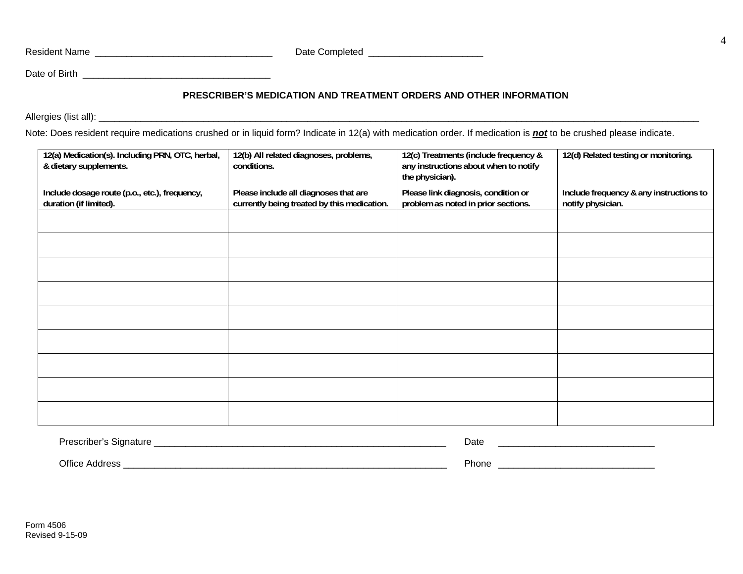Resident Name ________________________________ Date Completed ____________________

Date of Birth __________________________________

## PRESCRIBER'S MEDICATION AND TREATMENT ORDERS AND OTHER INFORMATION

Allergies (list all): ________________________________________________________________________________________________________

Note: Does resident require medications crushed or in liquid form? Indicate in 12(a) with medication order. If medication is ***not*** to be crushed please indicate.

| 12(a) Medication(s). Including PRN, OTC, herbal, & dietary supplements.<br><br>Include dosage route (p.o., etc.), frequency, duration (if limited). | 12(b) All related diagnoses, problems, conditions.<br><br>Please include all diagnoses that are currently being treated by this medication. | 12(c) Treatments (include frequency & any instructions about when to notify the physician).<br><br>Please link diagnosis, condition or problem as noted in prior sections. | 12(d) Related testing or monitoring.<br><br>Include frequency & any instructions to notify physician. |
|---|---|---|---|
| | | | |
| | | | |
| | | | |
| | | | |
| | | | |
| | | | |
| | | | |
| | | | |
| | | | |

Prescriber's Signature ______________________________________________ Date ________________________

Office Address __________________________________________________ Phone ________________________

Form 4506
Revised 9-15-09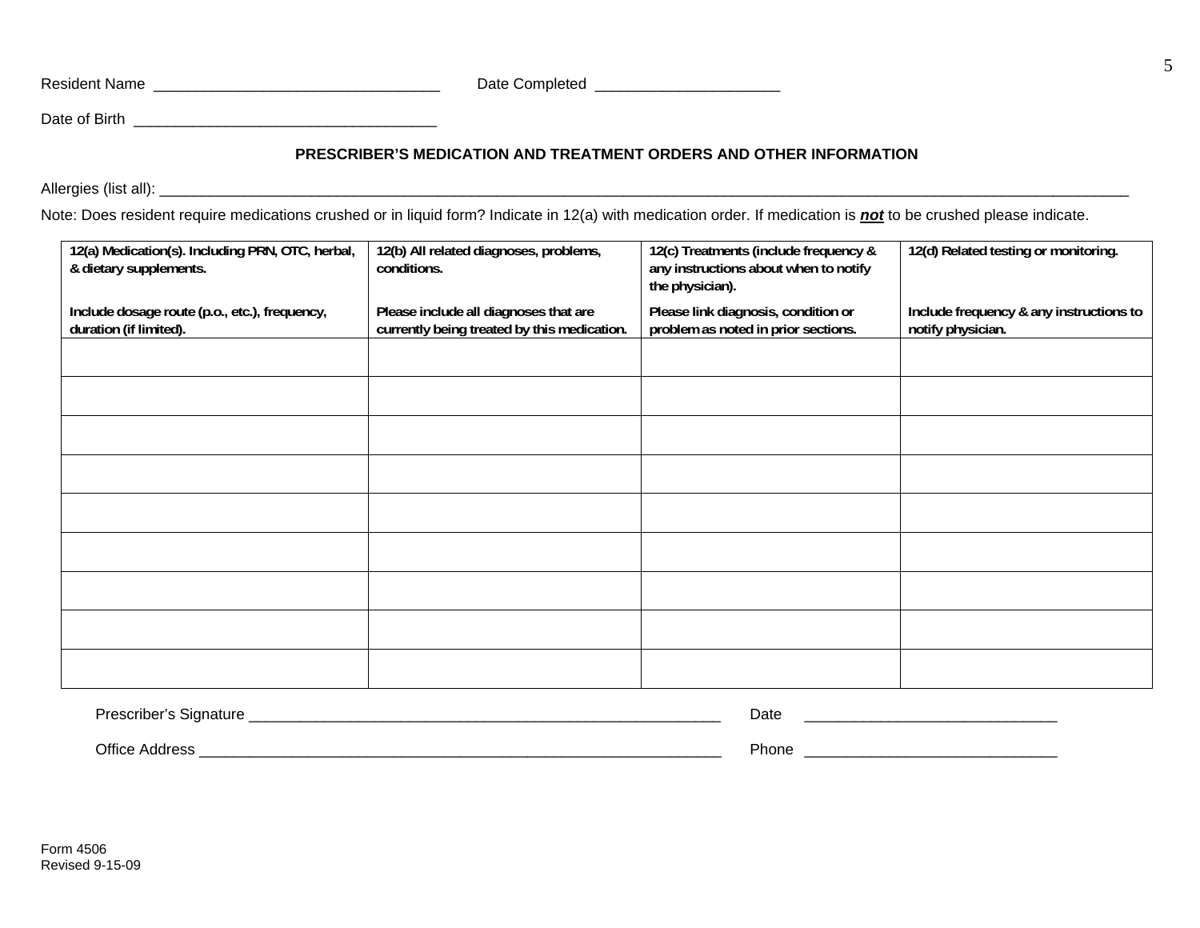Resident Name \_\_\_\_\_\_\_\_\_\_\_\_\_\_\_\_\_\_\_\_\_\_\_\_\_\_\_\_\_\_\_\_\_\_ Date Completed \_\_\_\_\_\_\_\_\_\_\_\_\_\_\_\_\_\_\_\_\_\_

Date of Birth \_\_\_\_\_\_\_\_\_\_\_\_\_\_\_\_\_\_\_\_\_\_\_\_\_\_\_\_\_\_\_\_\_\_\_\_\_

## PRESCRIBER'S MEDICATION AND TREATMENT ORDERS AND OTHER INFORMATION

Allergies (list all): \_\_\_\_\_\_\_\_\_\_\_\_\_\_\_\_\_\_\_\_\_\_\_\_\_\_\_\_\_\_\_\_\_\_\_\_\_\_\_\_\_\_\_\_\_\_\_\_\_\_\_\_\_\_\_\_\_\_\_\_\_\_\_\_\_\_\_\_\_\_\_\_\_\_\_\_\_\_\_\_\_\_\_\_\_\_\_\_\_\_\_\_\_\_\_\_\_\_\_\_\_\_\_\_\_\_\_\_\_\_\_\_\_\_\_\_\_\_\_\_\_\_\_\_

Note: Does resident require medications crushed or in liquid form? Indicate in 12(a) with medication order. If medication is ***not*** to be crushed please indicate.

| **12(a) Medication(s). Including PRN, OTC, herbal, & dietary supplements.**<br><br>**Include dosage route (p.o., etc.), frequency, duration (if limited).** | **12(b) All related diagnoses, problems, conditions.**<br><br>**Please include all diagnoses that are currently being treated by this medication.** | **12(c) Treatments (include frequency & any instructions about when to notify the physician).**<br><br>**Please link diagnosis, condition or problem as noted in prior sections.** | **12(d) Related testing or monitoring.**<br><br>**Include frequency & any instructions to notify physician.** |
|---|---|---|---|
| | | | |
| | | | |
| | | | |
| | | | |
| | | | |
| | | | |
| | | | |
| | | | |
| | | | |

Prescriber's Signature \_\_\_\_\_\_\_\_\_\_\_\_\_\_\_\_\_\_\_\_\_\_\_\_\_\_\_\_\_\_\_\_\_\_\_\_\_\_\_\_\_\_\_\_\_\_\_\_\_\_\_\_\_\_\_\_\_\_\_ Date \_\_\_\_\_\_\_\_\_\_\_\_\_\_\_\_\_\_\_\_\_\_\_\_\_\_\_\_\_\_

Office Address \_\_\_\_\_\_\_\_\_\_\_\_\_\_\_\_\_\_\_\_\_\_\_\_\_\_\_\_\_\_\_\_\_\_\_\_\_\_\_\_\_\_\_\_\_\_\_\_\_\_\_\_\_\_\_\_\_\_\_\_\_\_\_\_ Phone \_\_\_\_\_\_\_\_\_\_\_\_\_\_\_\_\_\_\_\_\_\_\_\_\_\_\_\_\_\_

Form 4506
Revised 9-15-09